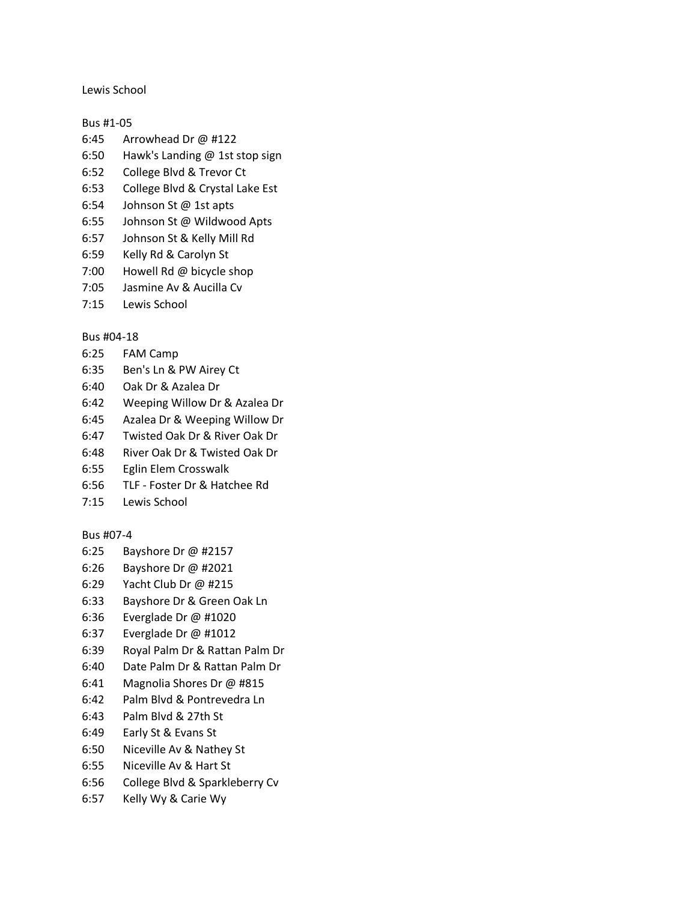Lewis School

Bus #1-05

| | |
|---|---|
| 6:45 | Arrowhead Dr @ #122 |
| 6:50 | Hawk's Landing @ 1st stop sign |
| 6:52 | College Blvd & Trevor Ct |
| 6:53 | College Blvd & Crystal Lake Est |
| 6:54 | Johnson St @ 1st apts |
| 6:55 | Johnson St @ Wildwood Apts |
| 6:57 | Johnson St & Kelly Mill Rd |
| 6:59 | Kelly Rd & Carolyn St |
| 7:00 | Howell Rd @ bicycle shop |
| 7:05 | Jasmine Av & Aucilla Cv |
| 7:15 | Lewis School |

Bus #04-18

| | |
|---|---|
| 6:25 | FAM Camp |
| 6:35 | Ben's Ln & PW Airey Ct |
| 6:40 | Oak Dr & Azalea Dr |
| 6:42 | Weeping Willow Dr & Azalea Dr |
| 6:45 | Azalea Dr & Weeping Willow Dr |
| 6:47 | Twisted Oak Dr & River Oak Dr |
| 6:48 | River Oak Dr & Twisted Oak Dr |
| 6:55 | Eglin Elem Crosswalk |
| 6:56 | TLF - Foster Dr & Hatchee Rd |
| 7:15 | Lewis School |

Bus #07-4

| | |
|---|---|
| 6:25 | Bayshore Dr @ #2157 |
| 6:26 | Bayshore Dr @ #2021 |
| 6:29 | Yacht Club Dr @ #215 |
| 6:33 | Bayshore Dr & Green Oak Ln |
| 6:36 | Everglade Dr @ #1020 |
| 6:37 | Everglade Dr @ #1012 |
| 6:39 | Royal Palm Dr & Rattan Palm Dr |
| 6:40 | Date Palm Dr & Rattan Palm Dr |
| 6:41 | Magnolia Shores Dr @ #815 |
| 6:42 | Palm Blvd & Pontrevedra Ln |
| 6:43 | Palm Blvd & 27th St |
| 6:49 | Early St & Evans St |
| 6:50 | Niceville Av & Nathey St |
| 6:55 | Niceville Av & Hart St |
| 6:56 | College Blvd & Sparkleberry Cv |
| 6:57 | Kelly Wy & Carie Wy |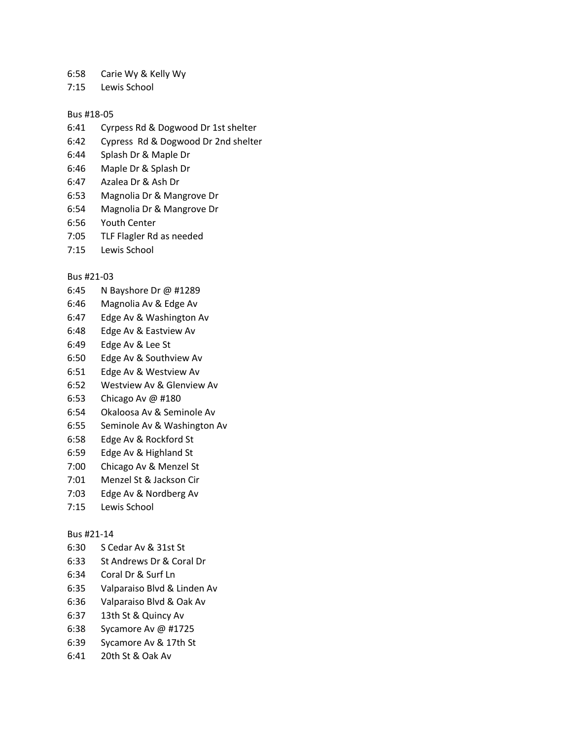6:58 Carie Wy & Kelly Wy
7:15 Lewis School

Bus #18-05

6:41 Cyrpess Rd & Dogwood Dr 1st shelter
6:42 Cypress Rd & Dogwood Dr 2nd shelter
6:44 Splash Dr & Maple Dr
6:46 Maple Dr & Splash Dr
6:47 Azalea Dr & Ash Dr
6:53 Magnolia Dr & Mangrove Dr
6:54 Magnolia Dr & Mangrove Dr
6:56 Youth Center
7:05 TLF Flagler Rd as needed
7:15 Lewis School

Bus #21-03

6:45 N Bayshore Dr @ #1289
6:46 Magnolia Av & Edge Av
6:47 Edge Av & Washington Av
6:48 Edge Av & Eastview Av
6:49 Edge Av & Lee St
6:50 Edge Av & Southview Av
6:51 Edge Av & Westview Av
6:52 Westview Av & Glenview Av
6:53 Chicago Av @ #180
6:54 Okaloosa Av & Seminole Av
6:55 Seminole Av & Washington Av
6:58 Edge Av & Rockford St
6:59 Edge Av & Highland St
7:00 Chicago Av & Menzel St
7:01 Menzel St & Jackson Cir
7:03 Edge Av & Nordberg Av
7:15 Lewis School

Bus #21-14

6:30 S Cedar Av & 31st St
6:33 St Andrews Dr & Coral Dr
6:34 Coral Dr & Surf Ln
6:35 Valparaiso Blvd & Linden Av
6:36 Valparaiso Blvd & Oak Av
6:37 13th St & Quincy Av
6:38 Sycamore Av @ #1725
6:39 Sycamore Av & 17th St
6:41 20th St & Oak Av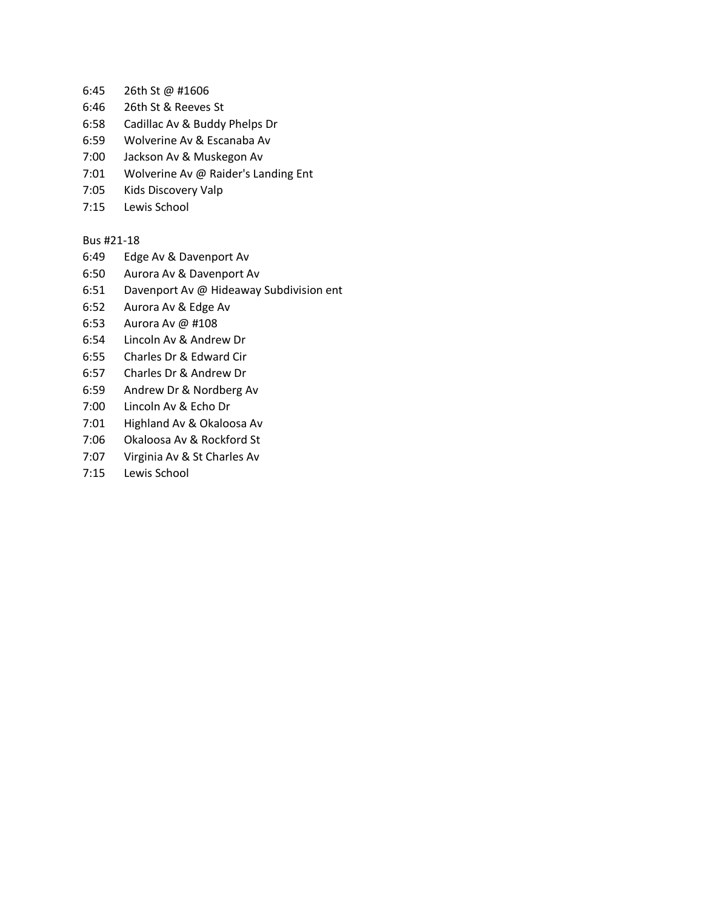6:45 26th St @ #1606
6:46 26th St & Reeves St
6:58 Cadillac Av & Buddy Phelps Dr
6:59 Wolverine Av & Escanaba Av
7:00 Jackson Av & Muskegon Av
7:01 Wolverine Av @ Raider's Landing Ent
7:05 Kids Discovery Valp
7:15 Lewis School

Bus #21-18
6:49 Edge Av & Davenport Av
6:50 Aurora Av & Davenport Av
6:51 Davenport Av @ Hideaway Subdivision ent
6:52 Aurora Av & Edge Av
6:53 Aurora Av @ #108
6:54 Lincoln Av & Andrew Dr
6:55 Charles Dr & Edward Cir
6:57 Charles Dr & Andrew Dr
6:59 Andrew Dr & Nordberg Av
7:00 Lincoln Av & Echo Dr
7:01 Highland Av & Okaloosa Av
7:06 Okaloosa Av & Rockford St
7:07 Virginia Av & St Charles Av
7:15 Lewis School